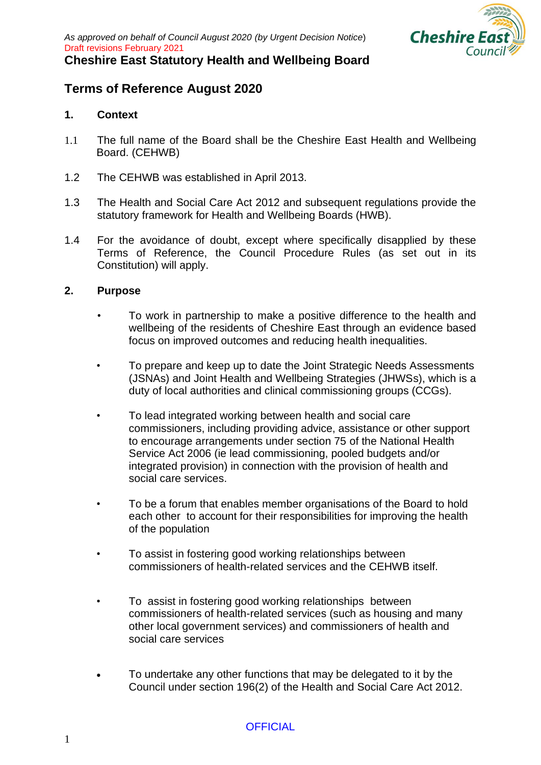*As approved on behalf of Council August 2020 (by Urgent Decision Notice)*
Draft revisions February 2021

**Cheshire East Statutory Health and Wellbeing Board**

## Terms of Reference August 2020

### 1. Context

1.1 The full name of the Board shall be the Cheshire East Health and Wellbeing Board. (CEHWB)

1.2 The CEHWB was established in April 2013.

1.3 The Health and Social Care Act 2012 and subsequent regulations provide the statutory framework for Health and Wellbeing Boards (HWB).

1.4 For the avoidance of doubt, except where specifically disapplied by these Terms of Reference, the Council Procedure Rules (as set out in its Constitution) will apply.

### 2. Purpose

- To work in partnership to make a positive difference to the health and wellbeing of the residents of Cheshire East through an evidence based focus on improved outcomes and reducing health inequalities.
- To prepare and keep up to date the Joint Strategic Needs Assessments (JSNAs) and Joint Health and Wellbeing Strategies (JHWSs), which is a duty of local authorities and clinical commissioning groups (CCGs).
- To lead integrated working between health and social care commissioners, including providing advice, assistance or other support to encourage arrangements under section 75 of the National Health Service Act 2006 (ie lead commissioning, pooled budgets and/or integrated provision) in connection with the provision of health and social care services.
- To be a forum that enables member organisations of the Board to hold each other to account for their responsibilities for improving the health of the population
- To assist in fostering good working relationships between commissioners of health-related services and the CEHWB itself.
- To assist in fostering good working relationships between commissioners of health-related services (such as housing and many other local government services) and commissioners of health and social care services
- To undertake any other functions that may be delegated to it by the Council under section 196(2) of the Health and Social Care Act 2012.

OFFICIAL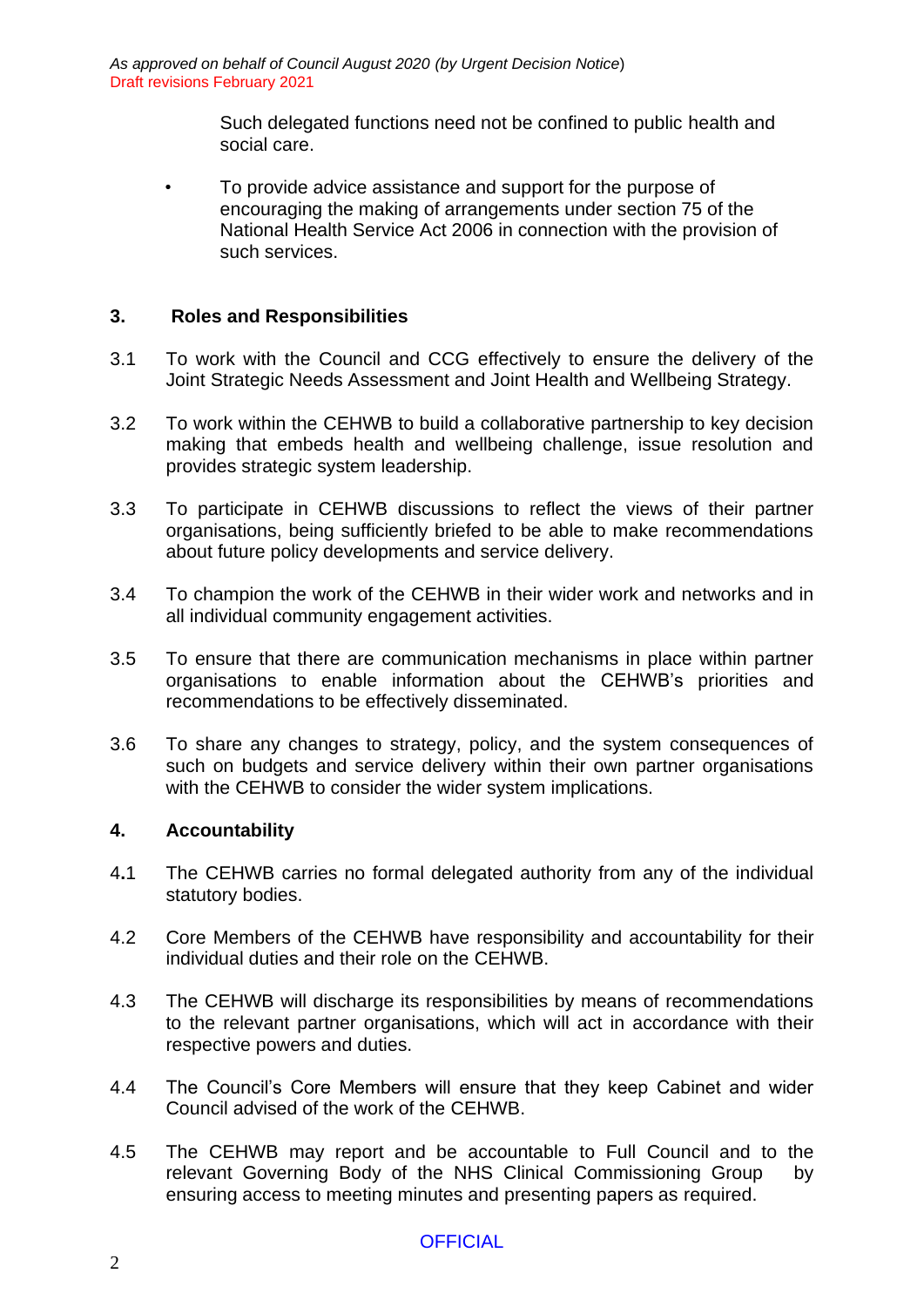Such delegated functions need not be confined to public health and social care.

- To provide advice assistance and support for the purpose of encouraging the making of arrangements under section 75 of the National Health Service Act 2006 in connection with the provision of such services.

## 3. Roles and Responsibilities

3.1 To work with the Council and CCG effectively to ensure the delivery of the Joint Strategic Needs Assessment and Joint Health and Wellbeing Strategy.

3.2 To work within the CEHWB to build a collaborative partnership to key decision making that embeds health and wellbeing challenge, issue resolution and provides strategic system leadership.

3.3 To participate in CEHWB discussions to reflect the views of their partner organisations, being sufficiently briefed to be able to make recommendations about future policy developments and service delivery.

3.4 To champion the work of the CEHWB in their wider work and networks and in all individual community engagement activities.

3.5 To ensure that there are communication mechanisms in place within partner organisations to enable information about the CEHWB's priorities and recommendations to be effectively disseminated.

3.6 To share any changes to strategy, policy, and the system consequences of such on budgets and service delivery within their own partner organisations with the CEHWB to consider the wider system implications.

## 4. Accountability

4.1 The CEHWB carries no formal delegated authority from any of the individual statutory bodies.

4.2 Core Members of the CEHWB have responsibility and accountability for their individual duties and their role on the CEHWB.

4.3 The CEHWB will discharge its responsibilities by means of recommendations to the relevant partner organisations, which will act in accordance with their respective powers and duties.

4.4 The Council's Core Members will ensure that they keep Cabinet and wider Council advised of the work of the CEHWB.

4.5 The CEHWB may report and be accountable to Full Council and to the relevant Governing Body of the NHS Clinical Commissioning Group by ensuring access to meeting minutes and presenting papers as required.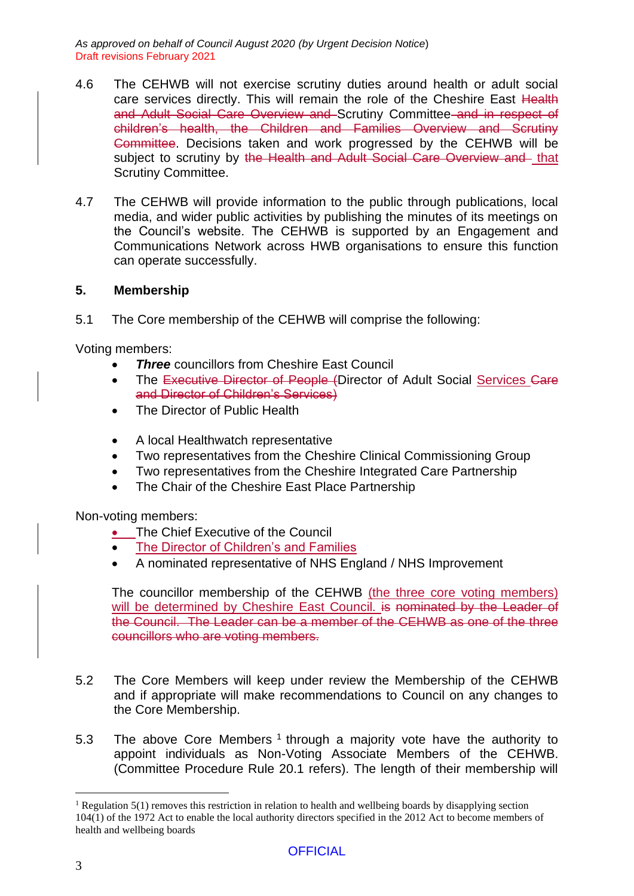4.6 The CEHWB will not exercise scrutiny duties around health or adult social care services directly. This will remain the role of the Cheshire East ~~Health and Adult Social Care Overview and~~ Scrutiny Committee ~~and in respect of children's health, the Children and Families Overview and Scrutiny Committee~~. Decisions taken and work progressed by the CEHWB will be subject to scrutiny by ~~the Health and Adult Social Care Overview and~~ that Scrutiny Committee.

4.7 The CEHWB will provide information to the public through publications, local media, and wider public activities by publishing the minutes of its meetings on the Council's website. The CEHWB is supported by an Engagement and Communications Network across HWB organisations to ensure this function can operate successfully.

## 5. Membership

5.1 The Core membership of the CEHWB will comprise the following:

Voting members:

- ***Three*** councillors from Cheshire East Council
- The ~~Executive Director of People (~~Director of Adult Social Services ~~Care and Director of Children's Services)~~
- The Director of Public Health
- A local Healthwatch representative
- Two representatives from the Cheshire Clinical Commissioning Group
- Two representatives from the Cheshire Integrated Care Partnership
- The Chair of the Cheshire East Place Partnership

Non-voting members:

- The Chief Executive of the Council
- The Director of Children's and Families
- A nominated representative of NHS England / NHS Improvement

The councillor membership of the CEHWB (the three core voting members) will be determined by Cheshire East Council. ~~is nominated by the Leader of the Council. The Leader can be a member of the CEHWB as one of the three councillors who are voting members.~~

5.2 The Core Members will keep under review the Membership of the CEHWB and if appropriate will make recommendations to Council on any changes to the Core Membership.

5.3 The above Core Members [1] through a majority vote have the authority to appoint individuals as Non-Voting Associate Members of the CEHWB. (Committee Procedure Rule 20.1 refers). The length of their membership will

---

[1] Regulation 5(1) removes this restriction in relation to health and wellbeing boards by disapplying section 104(1) of the 1972 Act to enable the local authority directors specified in the 2012 Act to become members of health and wellbeing boards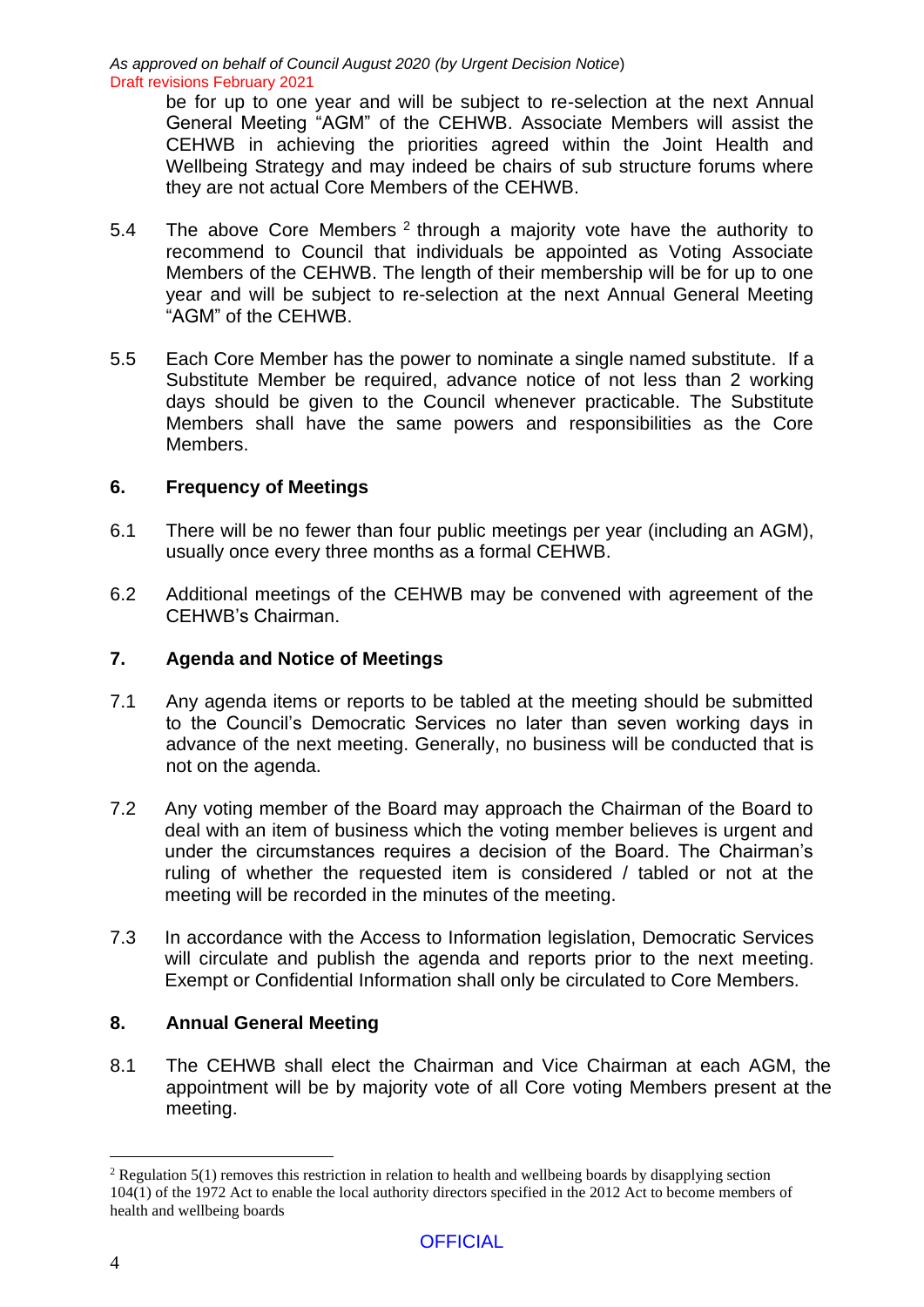be for up to one year and will be subject to re-selection at the next Annual General Meeting "AGM" of the CEHWB. Associate Members will assist the CEHWB in achieving the priorities agreed within the Joint Health and Wellbeing Strategy and may indeed be chairs of sub structure forums where they are not actual Core Members of the CEHWB.

5.4 The above Core Members [2] through a majority vote have the authority to recommend to Council that individuals be appointed as Voting Associate Members of the CEHWB. The length of their membership will be for up to one year and will be subject to re-selection at the next Annual General Meeting "AGM" of the CEHWB.

5.5 Each Core Member has the power to nominate a single named substitute. If a Substitute Member be required, advance notice of not less than 2 working days should be given to the Council whenever practicable. The Substitute Members shall have the same powers and responsibilities as the Core Members.

## 6. Frequency of Meetings

6.1 There will be no fewer than four public meetings per year (including an AGM), usually once every three months as a formal CEHWB.

6.2 Additional meetings of the CEHWB may be convened with agreement of the CEHWB's Chairman.

## 7. Agenda and Notice of Meetings

7.1 Any agenda items or reports to be tabled at the meeting should be submitted to the Council's Democratic Services no later than seven working days in advance of the next meeting. Generally, no business will be conducted that is not on the agenda.

7.2 Any voting member of the Board may approach the Chairman of the Board to deal with an item of business which the voting member believes is urgent and under the circumstances requires a decision of the Board. The Chairman's ruling of whether the requested item is considered / tabled or not at the meeting will be recorded in the minutes of the meeting.

7.3 In accordance with the Access to Information legislation, Democratic Services will circulate and publish the agenda and reports prior to the next meeting. Exempt or Confidential Information shall only be circulated to Core Members.

## 8. Annual General Meeting

8.1 The CEHWB shall elect the Chairman and Vice Chairman at each AGM, the appointment will be by majority vote of all Core voting Members present at the meeting.

---

[2] Regulation 5(1) removes this restriction in relation to health and wellbeing boards by disapplying section 104(1) of the 1972 Act to enable the local authority directors specified in the 2012 Act to become members of health and wellbeing boards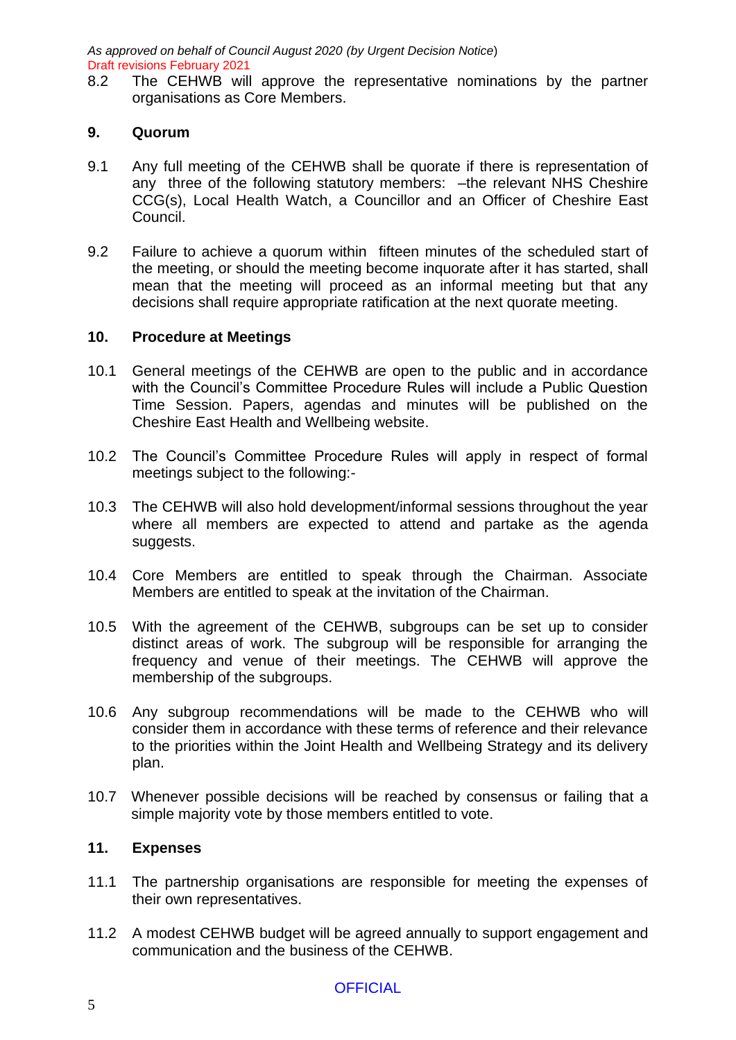*As approved on behalf of Council August 2020 (by Urgent Decision Notice)*
Draft revisions February 2021

8.2 The CEHWB will approve the representative nominations by the partner organisations as Core Members.

## 9. Quorum

9.1 Any full meeting of the CEHWB shall be quorate if there is representation of any three of the following statutory members: –the relevant NHS Cheshire CCG(s), Local Health Watch, a Councillor and an Officer of Cheshire East Council.

9.2 Failure to achieve a quorum within fifteen minutes of the scheduled start of the meeting, or should the meeting become inquorate after it has started, shall mean that the meeting will proceed as an informal meeting but that any decisions shall require appropriate ratification at the next quorate meeting.

## 10. Procedure at Meetings

10.1 General meetings of the CEHWB are open to the public and in accordance with the Council's Committee Procedure Rules will include a Public Question Time Session. Papers, agendas and minutes will be published on the Cheshire East Health and Wellbeing website.

10.2 The Council's Committee Procedure Rules will apply in respect of formal meetings subject to the following:-

10.3 The CEHWB will also hold development/informal sessions throughout the year where all members are expected to attend and partake as the agenda suggests.

10.4 Core Members are entitled to speak through the Chairman. Associate Members are entitled to speak at the invitation of the Chairman.

10.5 With the agreement of the CEHWB, subgroups can be set up to consider distinct areas of work. The subgroup will be responsible for arranging the frequency and venue of their meetings. The CEHWB will approve the membership of the subgroups.

10.6 Any subgroup recommendations will be made to the CEHWB who will consider them in accordance with these terms of reference and their relevance to the priorities within the Joint Health and Wellbeing Strategy and its delivery plan.

10.7 Whenever possible decisions will be reached by consensus or failing that a simple majority vote by those members entitled to vote.

## 11. Expenses

11.1 The partnership organisations are responsible for meeting the expenses of their own representatives.

11.2 A modest CEHWB budget will be agreed annually to support engagement and communication and the business of the CEHWB.

OFFICIAL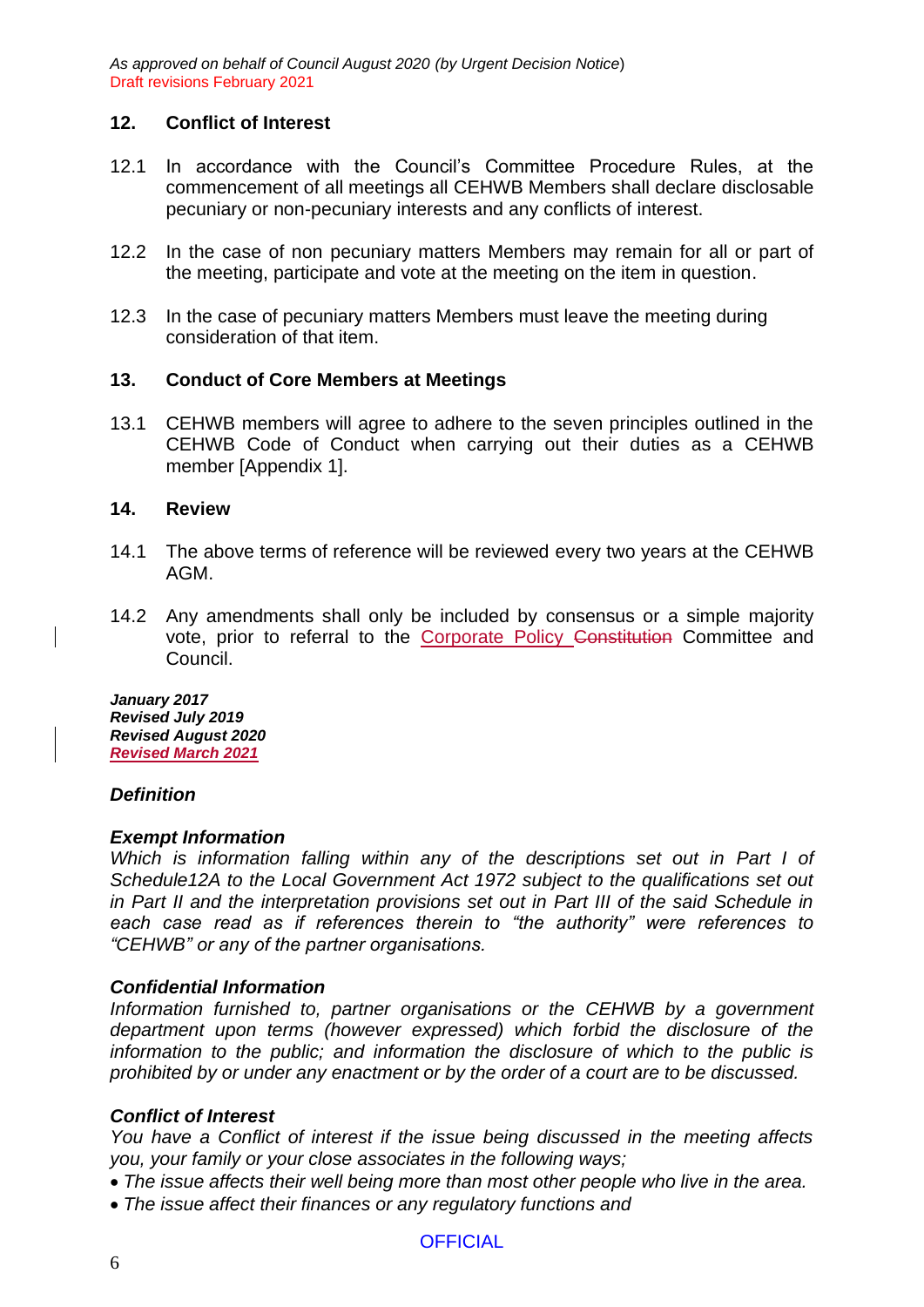*As approved on behalf of Council August 2020 (by Urgent Decision Notice)*
Draft revisions February 2021

## 12. Conflict of Interest

12.1 In accordance with the Council's Committee Procedure Rules, at the commencement of all meetings all CEHWB Members shall declare disclosable pecuniary or non-pecuniary interests and any conflicts of interest.

12.2 In the case of non pecuniary matters Members may remain for all or part of the meeting, participate and vote at the meeting on the item in question.

12.3 In the case of pecuniary matters Members must leave the meeting during consideration of that item.

## 13. Conduct of Core Members at Meetings

13.1 CEHWB members will agree to adhere to the seven principles outlined in the CEHWB Code of Conduct when carrying out their duties as a CEHWB member [Appendix 1].

## 14. Review

14.1 The above terms of reference will be reviewed every two years at the CEHWB AGM.

14.2 Any amendments shall only be included by consensus or a simple majority vote, prior to referral to the Corporate Policy ~~Constitution~~ Committee and Council.

***January 2017***
***Revised July 2019***
***Revised August 2020***
***Revised March 2021***

### *Definition*

***Exempt Information***
*Which is information falling within any of the descriptions set out in Part I of Schedule12A to the Local Government Act 1972 subject to the qualifications set out in Part II and the interpretation provisions set out in Part III of the said Schedule in each case read as if references therein to "the authority" were references to "CEHWB" or any of the partner organisations.*

***Confidential Information***
*Information furnished to, partner organisations or the CEHWB by a government department upon terms (however expressed) which forbid the disclosure of the information to the public; and information the disclosure of which to the public is prohibited by or under any enactment or by the order of a court are to be discussed.*

***Conflict of Interest***
*You have a Conflict of interest if the issue being discussed in the meeting affects you, your family or your close associates in the following ways;*

- *The issue affects their well being more than most other people who live in the area.*
- *The issue affect their finances or any regulatory functions and*

OFFICIAL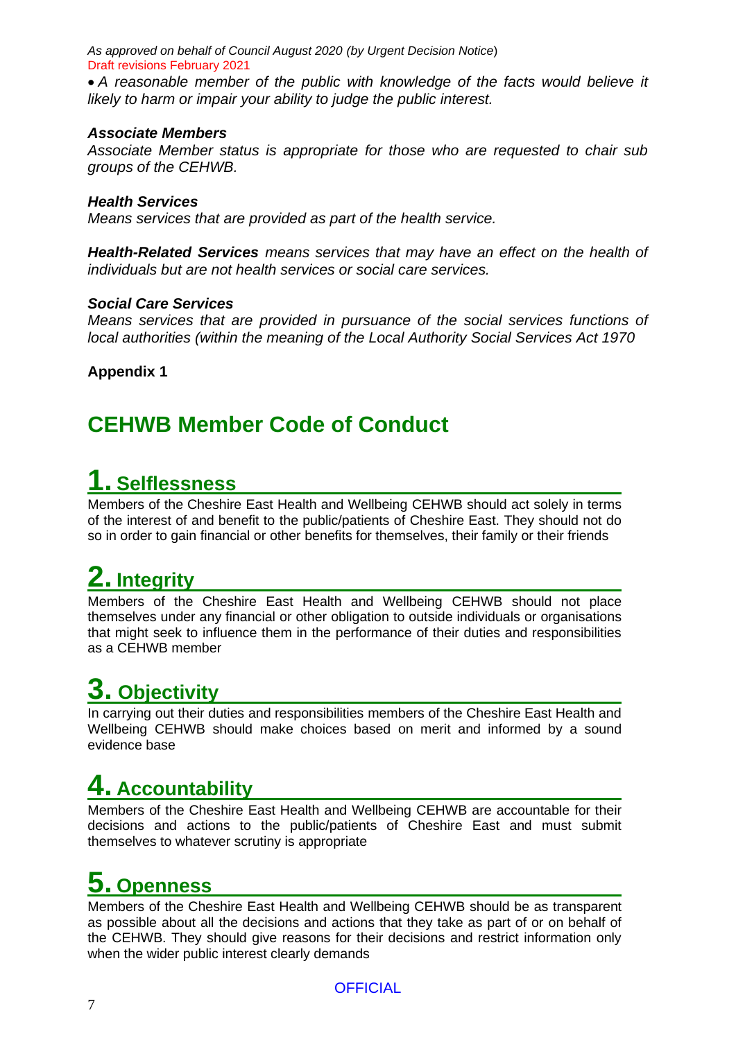*• A reasonable member of the public with knowledge of the facts would believe it likely to harm or impair your ability to judge the public interest.*

***Associate Members***
*Associate Member status is appropriate for those who are requested to chair sub groups of the CEHWB.*

***Health Services***
*Means services that are provided as part of the health service.*

***Health-Related Services** means services that may have an effect on the health of individuals but are not health services or social care services.*

***Social Care Services***
*Means services that are provided in pursuance of the social services functions of local authorities (within the meaning of the Local Authority Social Services Act 1970*

**Appendix 1**

# CEHWB Member Code of Conduct

## 1. Selflessness

Members of the Cheshire East Health and Wellbeing CEHWB should act solely in terms of the interest of and benefit to the public/patients of Cheshire East. They should not do so in order to gain financial or other benefits for themselves, their family or their friends

## 2. Integrity

Members of the Cheshire East Health and Wellbeing CEHWB should not place themselves under any financial or other obligation to outside individuals or organisations that might seek to influence them in the performance of their duties and responsibilities as a CEHWB member

## 3. Objectivity

In carrying out their duties and responsibilities members of the Cheshire East Health and Wellbeing CEHWB should make choices based on merit and informed by a sound evidence base

## 4. Accountability

Members of the Cheshire East Health and Wellbeing CEHWB are accountable for their decisions and actions to the public/patients of Cheshire East and must submit themselves to whatever scrutiny is appropriate

## 5. Openness

Members of the Cheshire East Health and Wellbeing CEHWB should be as transparent as possible about all the decisions and actions that they take as part of or on behalf of the CEHWB. They should give reasons for their decisions and restrict information only when the wider public interest clearly demands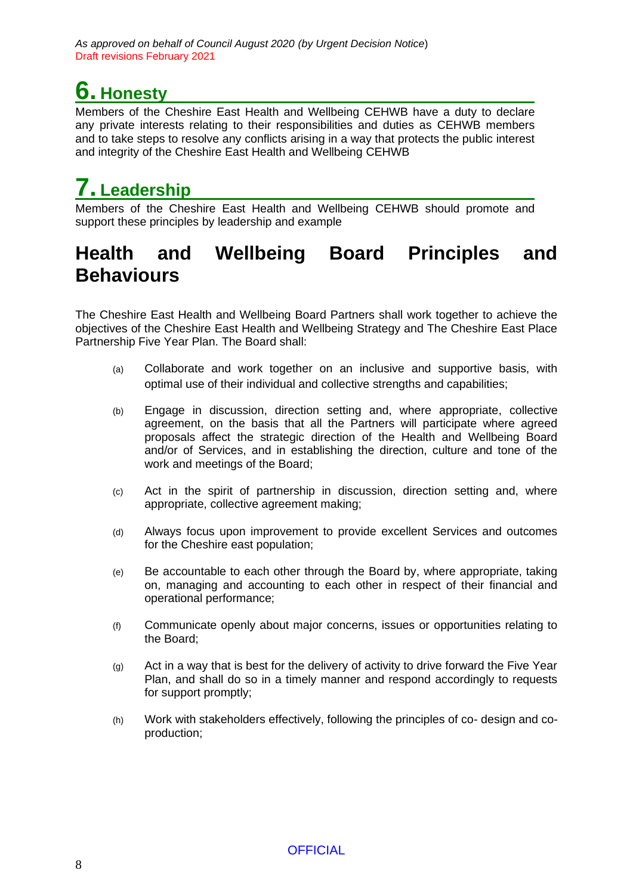*As approved on behalf of Council August 2020 (by Urgent Decision Notice*)
Draft revisions February 2021

## 6. Honesty

Members of the Cheshire East Health and Wellbeing CEHWB have a duty to declare any private interests relating to their responsibilities and duties as CEHWB members and to take steps to resolve any conflicts arising in a way that protects the public interest and integrity of the Cheshire East Health and Wellbeing CEHWB

## 7. Leadership

Members of the Cheshire East Health and Wellbeing CEHWB should promote and support these principles by leadership and example

# Health and Wellbeing Board Principles and Behaviours

The Cheshire East Health and Wellbeing Board Partners shall work together to achieve the objectives of the Cheshire East Health and Wellbeing Strategy and The Cheshire East Place Partnership Five Year Plan. The Board shall:

(a) Collaborate and work together on an inclusive and supportive basis, with optimal use of their individual and collective strengths and capabilities;

(b) Engage in discussion, direction setting and, where appropriate, collective agreement, on the basis that all the Partners will participate where agreed proposals affect the strategic direction of the Health and Wellbeing Board and/or of Services, and in establishing the direction, culture and tone of the work and meetings of the Board;

(c) Act in the spirit of partnership in discussion, direction setting and, where appropriate, collective agreement making;

(d) Always focus upon improvement to provide excellent Services and outcomes for the Cheshire east population;

(e) Be accountable to each other through the Board by, where appropriate, taking on, managing and accounting to each other in respect of their financial and operational performance;

(f) Communicate openly about major concerns, issues or opportunities relating to the Board;

(g) Act in a way that is best for the delivery of activity to drive forward the Five Year Plan, and shall do so in a timely manner and respond accordingly to requests for support promptly;

(h) Work with stakeholders effectively, following the principles of co- design and co-production;

OFFICIAL